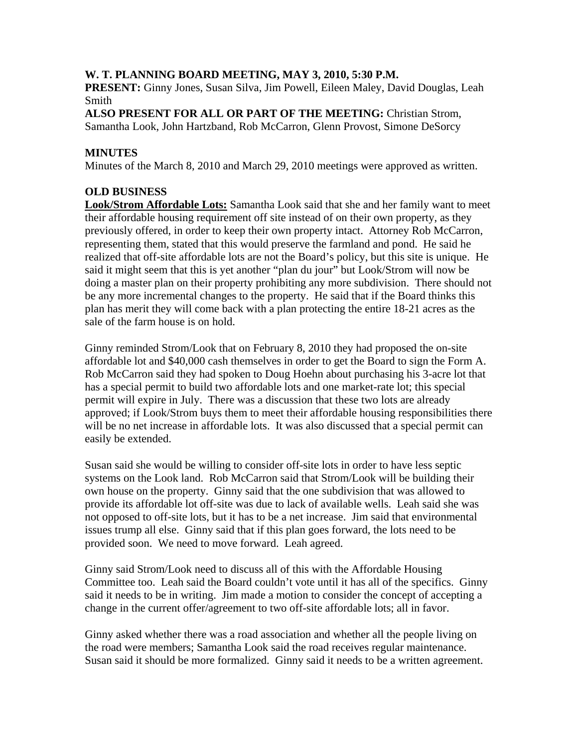**W. T. PLANNING BOARD MEETING, MAY 3, 2010, 5:30 P.M.**

**PRESENT:** Ginny Jones, Susan Silva, Jim Powell, Eileen Maley, David Douglas, Leah Smith

**ALSO PRESENT FOR ALL OR PART OF THE MEETING:** Christian Strom, Samantha Look, John Hartzband, Rob McCarron, Glenn Provost, Simone DeSorcy

**MINUTES**

Minutes of the March 8, 2010 and March 29, 2010 meetings were approved as written.

**OLD BUSINESS**

**Look/Strom Affordable Lots:** Samantha Look said that she and her family want to meet their affordable housing requirement off site instead of on their own property, as they previously offered, in order to keep their own property intact. Attorney Rob McCarron, representing them, stated that this would preserve the farmland and pond. He said he realized that off-site affordable lots are not the Board's policy, but this site is unique. He said it might seem that this is yet another "plan du jour" but Look/Strom will now be doing a master plan on their property prohibiting any more subdivision. There should not be any more incremental changes to the property. He said that if the Board thinks this plan has merit they will come back with a plan protecting the entire 18-21 acres as the sale of the farm house is on hold.

Ginny reminded Strom/Look that on February 8, 2010 they had proposed the on-site affordable lot and $40,000 cash themselves in order to get the Board to sign the Form A. Rob McCarron said they had spoken to Doug Hoehn about purchasing his 3-acre lot that has a special permit to build two affordable lots and one market-rate lot; this special permit will expire in July. There was a discussion that these two lots are already approved; if Look/Strom buys them to meet their affordable housing responsibilities there will be no net increase in affordable lots. It was also discussed that a special permit can easily be extended.

Susan said she would be willing to consider off-site lots in order to have less septic systems on the Look land. Rob McCarron said that Strom/Look will be building their own house on the property. Ginny said that the one subdivision that was allowed to provide its affordable lot off-site was due to lack of available wells. Leah said she was not opposed to off-site lots, but it has to be a net increase. Jim said that environmental issues trump all else. Ginny said that if this plan goes forward, the lots need to be provided soon. We need to move forward. Leah agreed.

Ginny said Strom/Look need to discuss all of this with the Affordable Housing Committee too. Leah said the Board couldn't vote until it has all of the specifics. Ginny said it needs to be in writing. Jim made a motion to consider the concept of accepting a change in the current offer/agreement to two off-site affordable lots; all in favor.

Ginny asked whether there was a road association and whether all the people living on the road were members; Samantha Look said the road receives regular maintenance. Susan said it should be more formalized. Ginny said it needs to be a written agreement.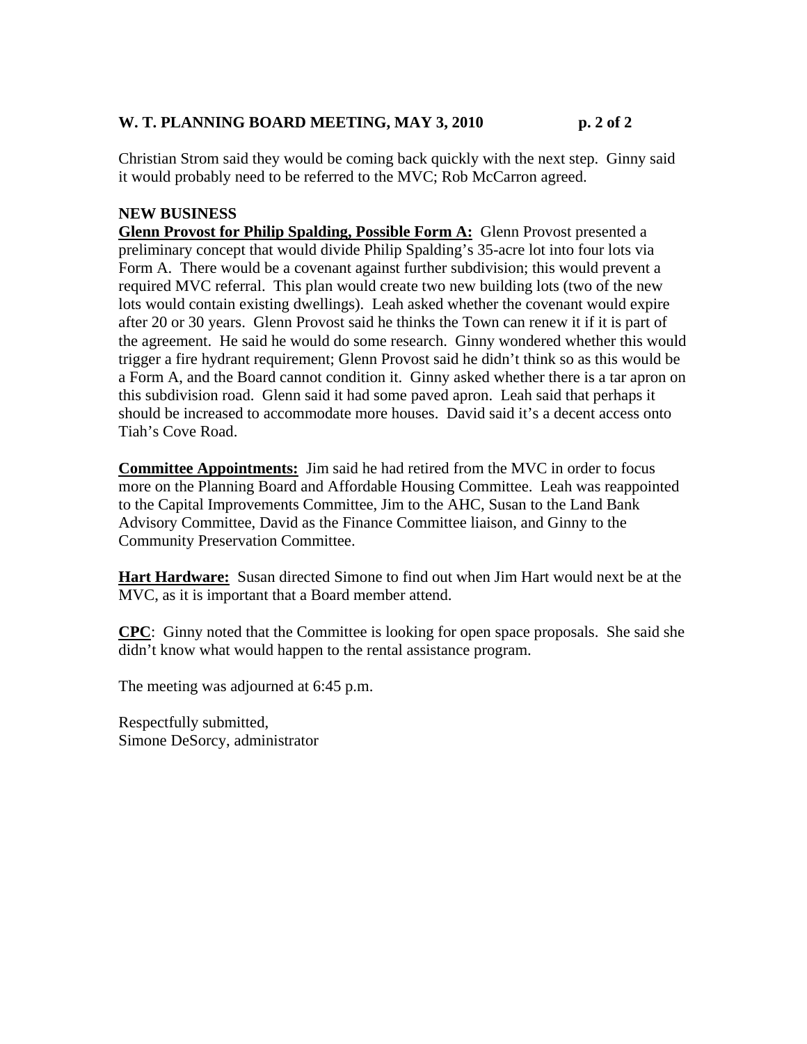Christian Strom said they would be coming back quickly with the next step. Ginny said it would probably need to be referred to the MVC; Rob McCarron agreed.

**NEW BUSINESS**

**Glenn Provost for Philip Spalding, Possible Form A:** Glenn Provost presented a preliminary concept that would divide Philip Spalding's 35-acre lot into four lots via Form A. There would be a covenant against further subdivision; this would prevent a required MVC referral. This plan would create two new building lots (two of the new lots would contain existing dwellings). Leah asked whether the covenant would expire after 20 or 30 years. Glenn Provost said he thinks the Town can renew it if it is part of the agreement. He said he would do some research. Ginny wondered whether this would trigger a fire hydrant requirement; Glenn Provost said he didn't think so as this would be a Form A, and the Board cannot condition it. Ginny asked whether there is a tar apron on this subdivision road. Glenn said it had some paved apron. Leah said that perhaps it should be increased to accommodate more houses. David said it's a decent access onto Tiah's Cove Road.

**Committee Appointments:** Jim said he had retired from the MVC in order to focus more on the Planning Board and Affordable Housing Committee. Leah was reappointed to the Capital Improvements Committee, Jim to the AHC, Susan to the Land Bank Advisory Committee, David as the Finance Committee liaison, and Ginny to the Community Preservation Committee.

**Hart Hardware:** Susan directed Simone to find out when Jim Hart would next be at the MVC, as it is important that a Board member attend.

**CPC**: Ginny noted that the Committee is looking for open space proposals. She said she didn't know what would happen to the rental assistance program.

The meeting was adjourned at 6:45 p.m.

Respectfully submitted,
Simone DeSorcy, administrator